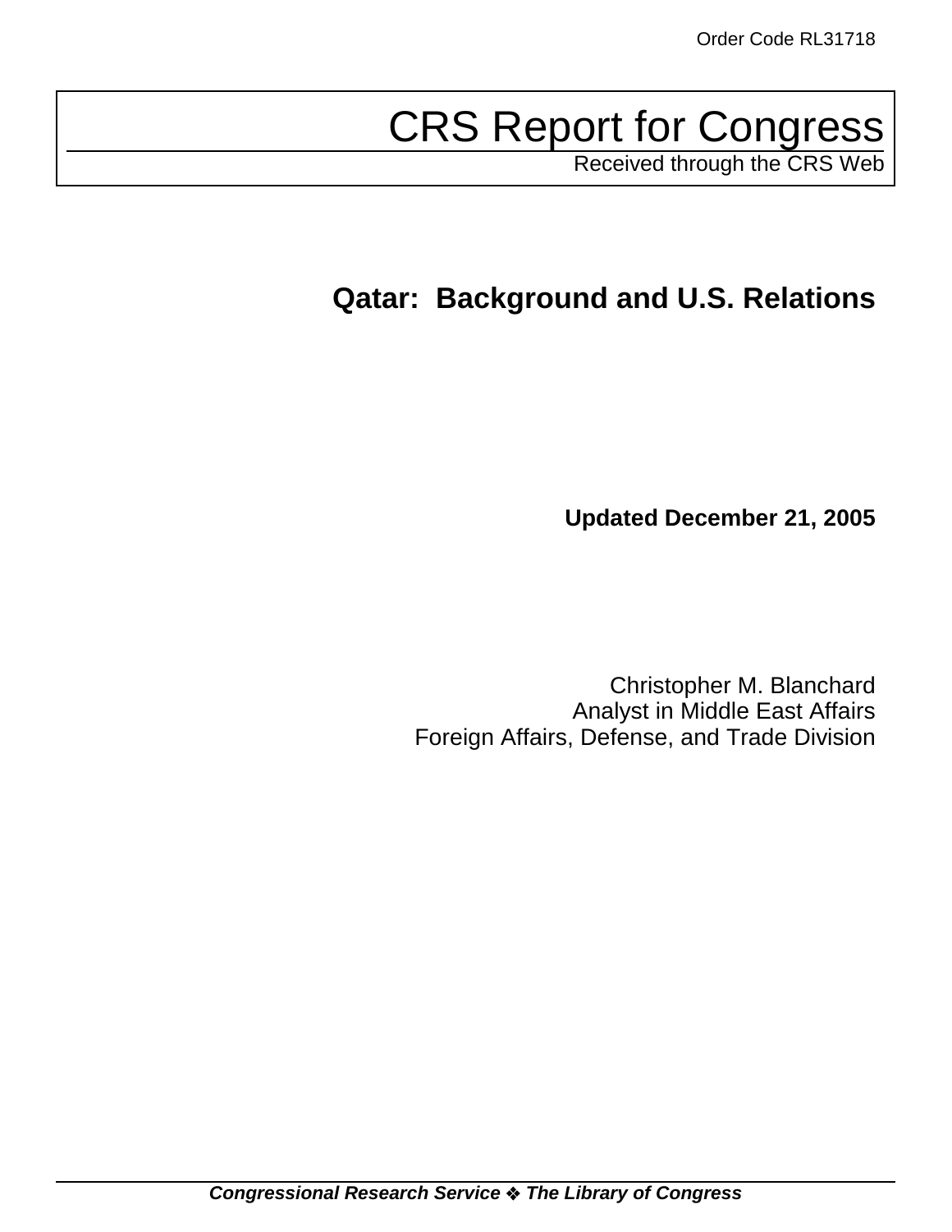Order Code RL31718

# CRS Report for Congress

Received through the CRS Web

## Qatar: Background and U.S. Relations

**Updated December 21, 2005**

Christopher M. Blanchard
Analyst in Middle East Affairs
Foreign Affairs, Defense, and Trade Division

***Congressional Research Service ❖ The Library of Congress***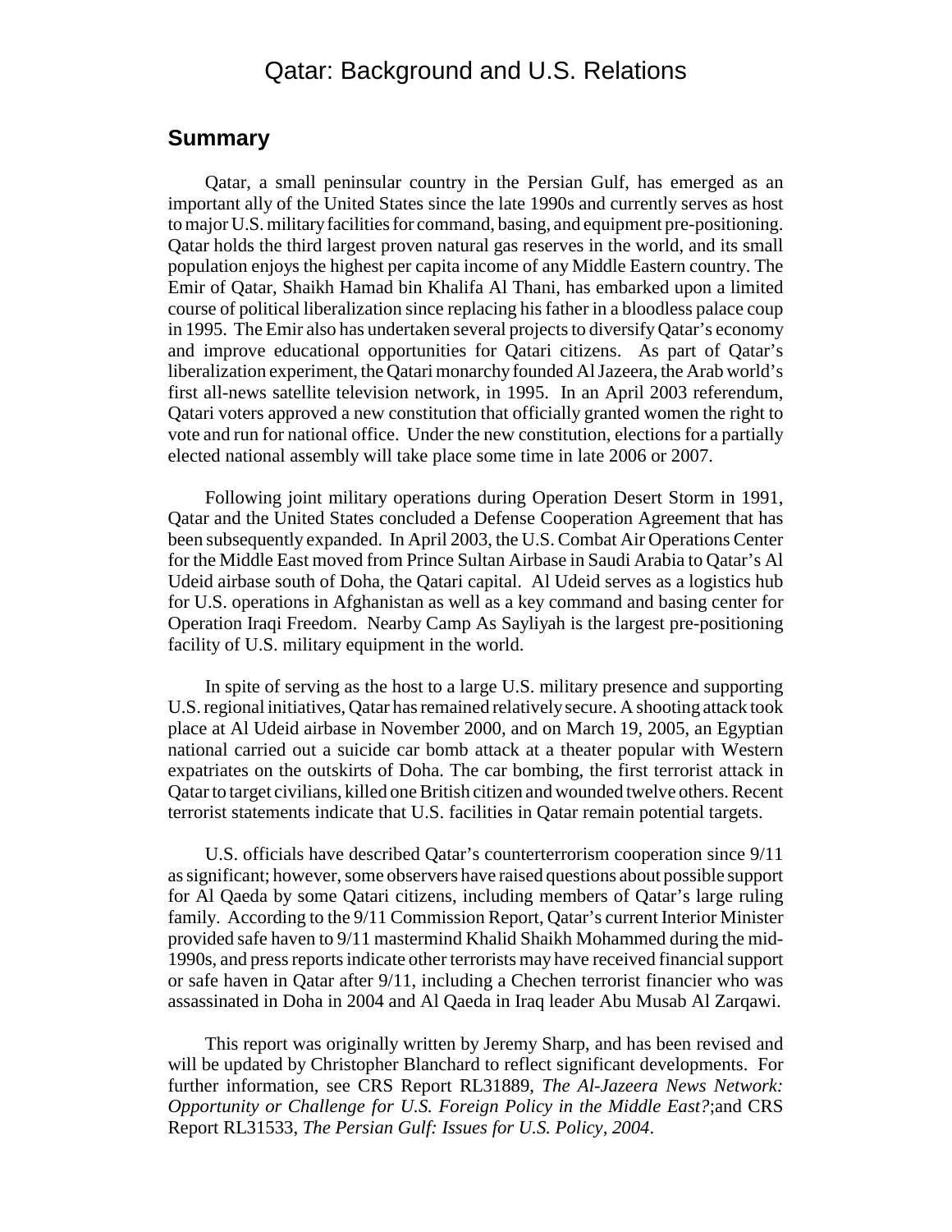# Qatar: Background and U.S. Relations

## Summary

Qatar, a small peninsular country in the Persian Gulf, has emerged as an important ally of the United States since the late 1990s and currently serves as host to major U.S. military facilities for command, basing, and equipment pre-positioning. Qatar holds the third largest proven natural gas reserves in the world, and its small population enjoys the highest per capita income of any Middle Eastern country. The Emir of Qatar, Shaikh Hamad bin Khalifa Al Thani, has embarked upon a limited course of political liberalization since replacing his father in a bloodless palace coup in 1995. The Emir also has undertaken several projects to diversify Qatar's economy and improve educational opportunities for Qatari citizens. As part of Qatar's liberalization experiment, the Qatari monarchy founded Al Jazeera, the Arab world's first all-news satellite television network, in 1995. In an April 2003 referendum, Qatari voters approved a new constitution that officially granted women the right to vote and run for national office. Under the new constitution, elections for a partially elected national assembly will take place some time in late 2006 or 2007.

Following joint military operations during Operation Desert Storm in 1991, Qatar and the United States concluded a Defense Cooperation Agreement that has been subsequently expanded. In April 2003, the U.S. Combat Air Operations Center for the Middle East moved from Prince Sultan Airbase in Saudi Arabia to Qatar's Al Udeid airbase south of Doha, the Qatari capital. Al Udeid serves as a logistics hub for U.S. operations in Afghanistan as well as a key command and basing center for Operation Iraqi Freedom. Nearby Camp As Sayliyah is the largest pre-positioning facility of U.S. military equipment in the world.

In spite of serving as the host to a large U.S. military presence and supporting U.S. regional initiatives, Qatar has remained relatively secure. A shooting attack took place at Al Udeid airbase in November 2000, and on March 19, 2005, an Egyptian national carried out a suicide car bomb attack at a theater popular with Western expatriates on the outskirts of Doha. The car bombing, the first terrorist attack in Qatar to target civilians, killed one British citizen and wounded twelve others. Recent terrorist statements indicate that U.S. facilities in Qatar remain potential targets.

U.S. officials have described Qatar's counterterrorism cooperation since 9/11 as significant; however, some observers have raised questions about possible support for Al Qaeda by some Qatari citizens, including members of Qatar's large ruling family. According to the 9/11 Commission Report, Qatar's current Interior Minister provided safe haven to 9/11 mastermind Khalid Shaikh Mohammed during the mid-1990s, and press reports indicate other terrorists may have received financial support or safe haven in Qatar after 9/11, including a Chechen terrorist financier who was assassinated in Doha in 2004 and Al Qaeda in Iraq leader Abu Musab Al Zarqawi.

This report was originally written by Jeremy Sharp, and has been revised and will be updated by Christopher Blanchard to reflect significant developments. For further information, see CRS Report RL31889, *The Al-Jazeera News Network: Opportunity or Challenge for U.S. Foreign Policy in the Middle East?*;and CRS Report RL31533, *The Persian Gulf: Issues for U.S. Policy, 2004*.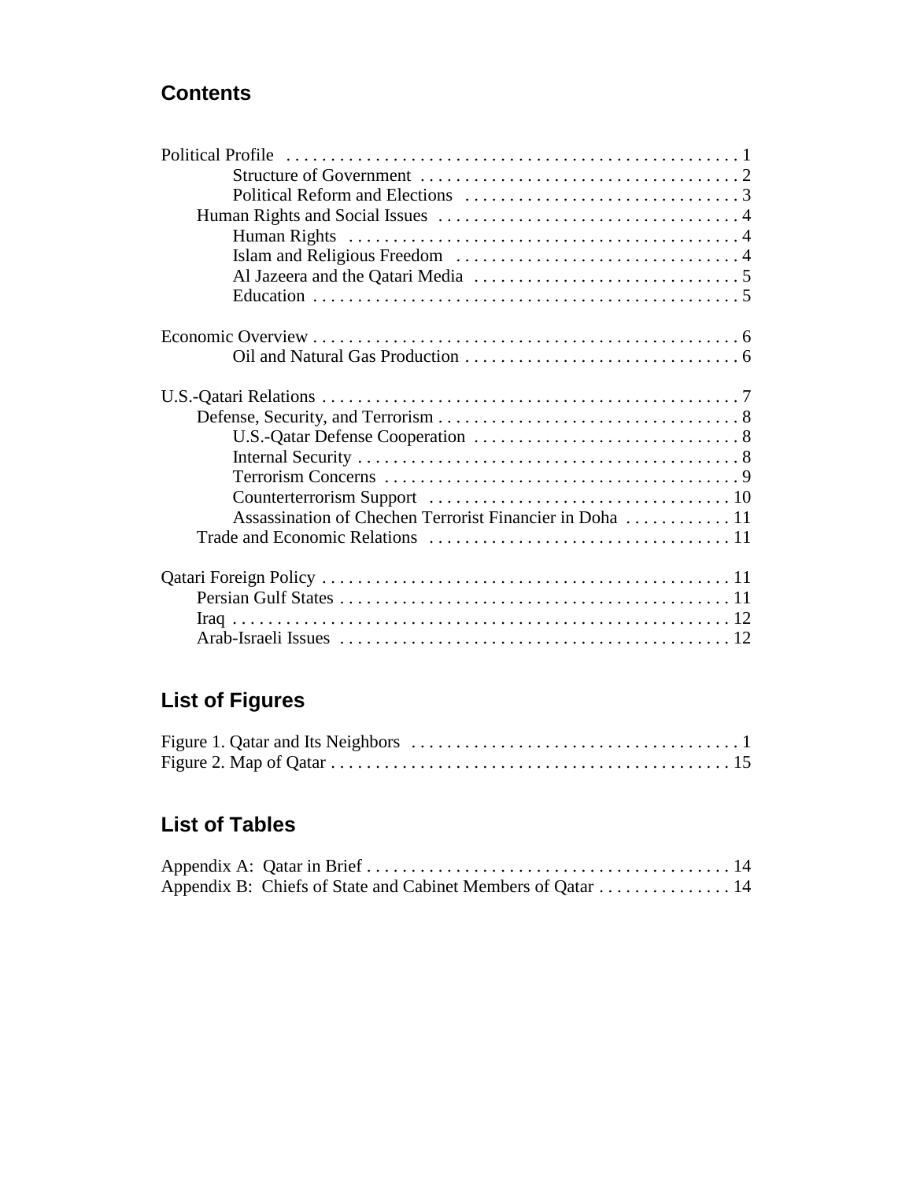## Contents

Political Profile . . . . . . . . . . . . . . . . . . . . . . . . . . . . . . . . . . . . . . . . . . . . . . . . . . . 1
- Structure of Government . . . . . . . . . . . . . . . . . . . . . . . . . . . . . . . . . . . . 2
- Political Reform and Elections . . . . . . . . . . . . . . . . . . . . . . . . . . . . . . . 3

Human Rights and Social Issues . . . . . . . . . . . . . . . . . . . . . . . . . . . . . . . . . . 4
- Human Rights . . . . . . . . . . . . . . . . . . . . . . . . . . . . . . . . . . . . . . . . . . . 4
- Islam and Religious Freedom . . . . . . . . . . . . . . . . . . . . . . . . . . . . . . . . 4
- Al Jazeera and the Qatari Media . . . . . . . . . . . . . . . . . . . . . . . . . . . . . . 5
- Education . . . . . . . . . . . . . . . . . . . . . . . . . . . . . . . . . . . . . . . . . . . . . . . . 5

Economic Overview . . . . . . . . . . . . . . . . . . . . . . . . . . . . . . . . . . . . . . . . . . . . . . . 6
- Oil and Natural Gas Production . . . . . . . . . . . . . . . . . . . . . . . . . . . . . . . 6

U.S.-Qatari Relations . . . . . . . . . . . . . . . . . . . . . . . . . . . . . . . . . . . . . . . . . . . . . . . 7

Defense, Security, and Terrorism . . . . . . . . . . . . . . . . . . . . . . . . . . . . . . . . . . 8
- U.S.-Qatar Defense Cooperation . . . . . . . . . . . . . . . . . . . . . . . . . . . . . . 8
- Internal Security . . . . . . . . . . . . . . . . . . . . . . . . . . . . . . . . . . . . . . . . . . . 8
- Terrorism Concerns . . . . . . . . . . . . . . . . . . . . . . . . . . . . . . . . . . . . . . . . 9
- Counterterrorism Support . . . . . . . . . . . . . . . . . . . . . . . . . . . . . . . . . . 10
- Assassination of Chechen Terrorist Financier in Doha . . . . . . . . . . . . 11

Trade and Economic Relations . . . . . . . . . . . . . . . . . . . . . . . . . . . . . . . . . . 11

Qatari Foreign Policy . . . . . . . . . . . . . . . . . . . . . . . . . . . . . . . . . . . . . . . . . . . . . 11
- Persian Gulf States . . . . . . . . . . . . . . . . . . . . . . . . . . . . . . . . . . . . . . . . . . . . 11
- Iraq . . . . . . . . . . . . . . . . . . . . . . . . . . . . . . . . . . . . . . . . . . . . . . . . . . . . . . . . 12
- Arab-Israeli Issues . . . . . . . . . . . . . . . . . . . . . . . . . . . . . . . . . . . . . . . . . . . . 12

## List of Figures

Figure 1. Qatar and Its Neighbors . . . . . . . . . . . . . . . . . . . . . . . . . . . . . . . . . . . . . 1
Figure 2. Map of Qatar . . . . . . . . . . . . . . . . . . . . . . . . . . . . . . . . . . . . . . . . . . . . . 15

## List of Tables

Appendix A: Qatar in Brief . . . . . . . . . . . . . . . . . . . . . . . . . . . . . . . . . . . . . . . . . 14
Appendix B: Chiefs of State and Cabinet Members of Qatar . . . . . . . . . . . . . . . 14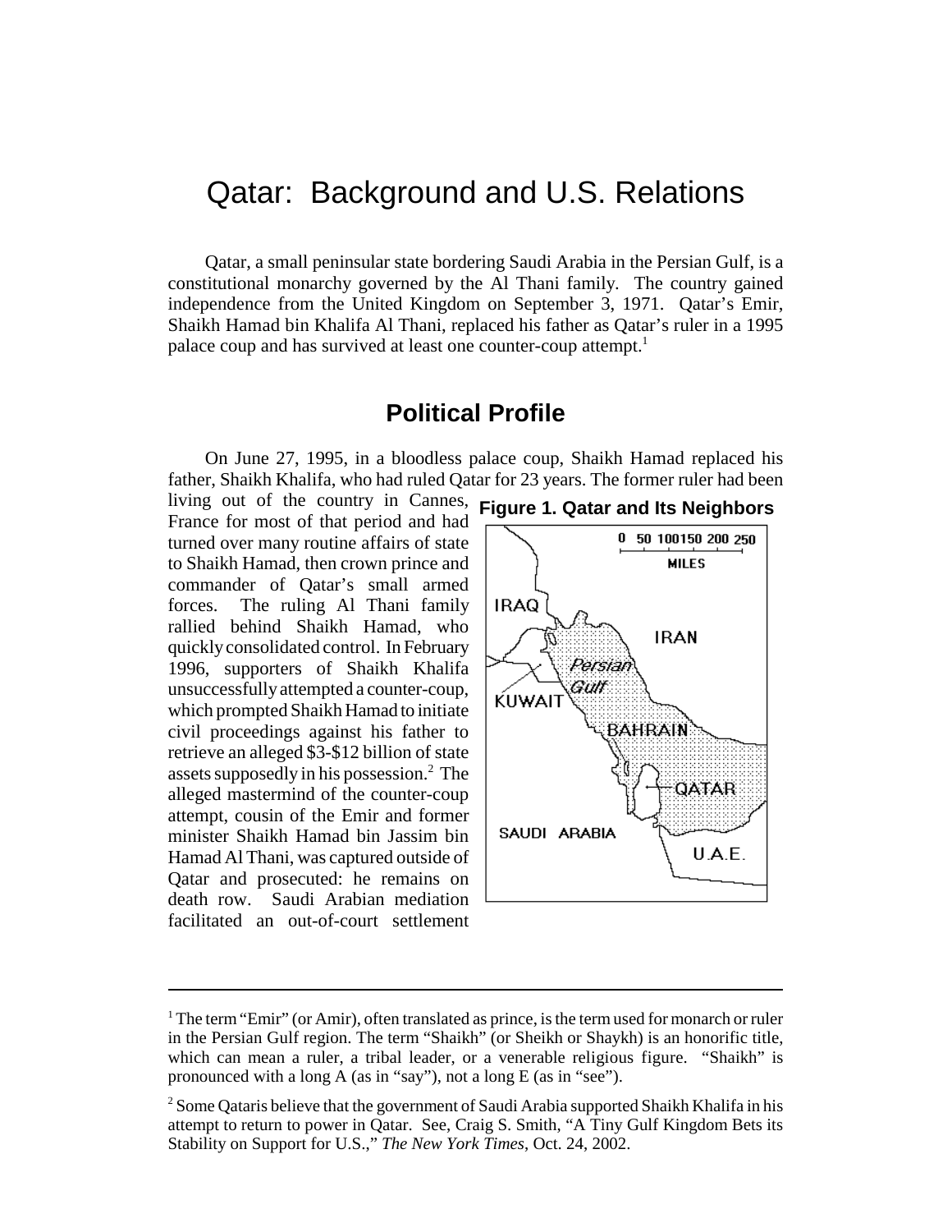# Qatar: Background and U.S. Relations

Qatar, a small peninsular state bordering Saudi Arabia in the Persian Gulf, is a constitutional monarchy governed by the Al Thani family. The country gained independence from the United Kingdom on September 3, 1971. Qatar's Emir, Shaikh Hamad bin Khalifa Al Thani, replaced his father as Qatar's ruler in a 1995 palace coup and has survived at least one counter-coup attempt.[1]

## Political Profile

On June 27, 1995, in a bloodless palace coup, Shaikh Hamad replaced his father, Shaikh Khalifa, who had ruled Qatar for 23 years. The former ruler had been living out of the country in Cannes, France for most of that period and had turned over many routine affairs of state to Shaikh Hamad, then crown prince and commander of Qatar's small armed forces. The ruling Al Thani family rallied behind Shaikh Hamad, who quickly consolidated control. In February 1996, supporters of Shaikh Khalifa unsuccessfully attempted a counter-coup, which prompted Shaikh Hamad to initiate civil proceedings against his father to retrieve an alleged $3-$12 billion of state assets supposedly in his possession.[2] The alleged mastermind of the counter-coup attempt, cousin of the Emir and former minister Shaikh Hamad bin Jassim bin Hamad Al Thani, was captured outside of Qatar and prosecuted: he remains on death row. Saudi Arabian mediation facilitated an out-of-court settlement

**Figure 1. Qatar and Its Neighbors**

---

[1] The term "Emir" (or Amir), often translated as prince, is the term used for monarch or ruler in the Persian Gulf region. The term "Shaikh" (or Sheikh or Shaykh) is an honorific title, which can mean a ruler, a tribal leader, or a venerable religious figure. "Shaikh" is pronounced with a long A (as in "say"), not a long E (as in "see").

[2] Some Qataris believe that the government of Saudi Arabia supported Shaikh Khalifa in his attempt to return to power in Qatar. See, Craig S. Smith, "A Tiny Gulf Kingdom Bets its Stability on Support for U.S.," *The New York Times*, Oct. 24, 2002.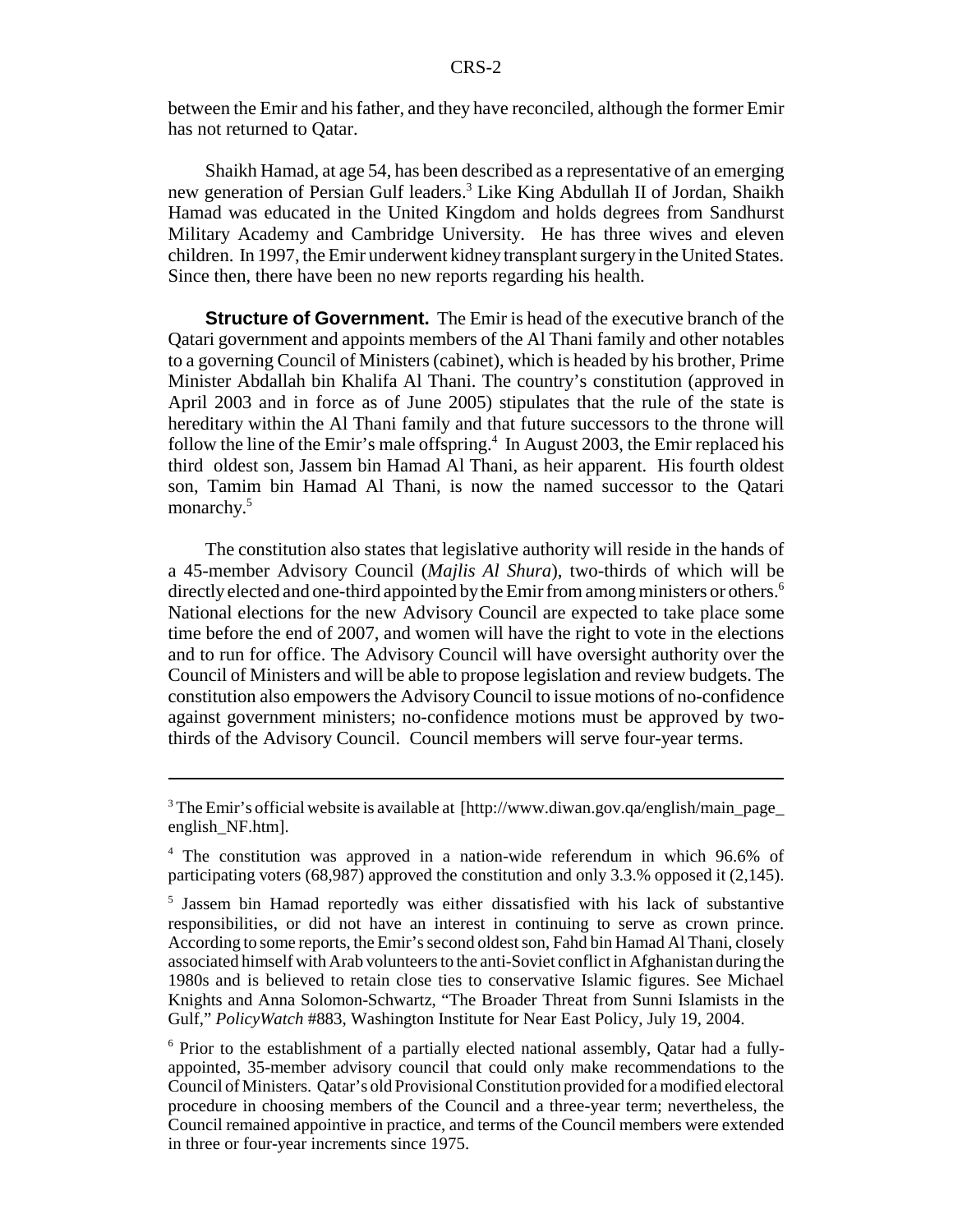between the Emir and his father, and they have reconciled, although the former Emir has not returned to Qatar.

Shaikh Hamad, at age 54, has been described as a representative of an emerging new generation of Persian Gulf leaders.[3] Like King Abdullah II of Jordan, Shaikh Hamad was educated in the United Kingdom and holds degrees from Sandhurst Military Academy and Cambridge University. He has three wives and eleven children. In 1997, the Emir underwent kidney transplant surgery in the United States. Since then, there have been no new reports regarding his health.

**Structure of Government.** The Emir is head of the executive branch of the Qatari government and appoints members of the Al Thani family and other notables to a governing Council of Ministers (cabinet), which is headed by his brother, Prime Minister Abdallah bin Khalifa Al Thani. The country's constitution (approved in April 2003 and in force as of June 2005) stipulates that the rule of the state is hereditary within the Al Thani family and that future successors to the throne will follow the line of the Emir's male offspring.[4] In August 2003, the Emir replaced his third oldest son, Jassem bin Hamad Al Thani, as heir apparent. His fourth oldest son, Tamim bin Hamad Al Thani, is now the named successor to the Qatari monarchy.[5]

The constitution also states that legislative authority will reside in the hands of a 45-member Advisory Council (*Majlis Al Shura*), two-thirds of which will be directly elected and one-third appointed by the Emir from among ministers or others.[6] National elections for the new Advisory Council are expected to take place some time before the end of 2007, and women will have the right to vote in the elections and to run for office. The Advisory Council will have oversight authority over the Council of Ministers and will be able to propose legislation and review budgets. The constitution also empowers the Advisory Council to issue motions of no-confidence against government ministers; no-confidence motions must be approved by two-thirds of the Advisory Council. Council members will serve four-year terms.

---

[3] The Emir's official website is available at [http://www.diwan.gov.qa/english/main_page_english_NF.htm].

[4] The constitution was approved in a nation-wide referendum in which 96.6% of participating voters (68,987) approved the constitution and only 3.3.% opposed it (2,145).

[5] Jassem bin Hamad reportedly was either dissatisfied with his lack of substantive responsibilities, or did not have an interest in continuing to serve as crown prince. According to some reports, the Emir's second oldest son, Fahd bin Hamad Al Thani, closely associated himself with Arab volunteers to the anti-Soviet conflict in Afghanistan during the 1980s and is believed to retain close ties to conservative Islamic figures. See Michael Knights and Anna Solomon-Schwartz, "The Broader Threat from Sunni Islamists in the Gulf," *PolicyWatch* #883, Washington Institute for Near East Policy, July 19, 2004.

[6] Prior to the establishment of a partially elected national assembly, Qatar had a fully-appointed, 35-member advisory council that could only make recommendations to the Council of Ministers. Qatar's old Provisional Constitution provided for a modified electoral procedure in choosing members of the Council and a three-year term; nevertheless, the Council remained appointive in practice, and terms of the Council members were extended in three or four-year increments since 1975.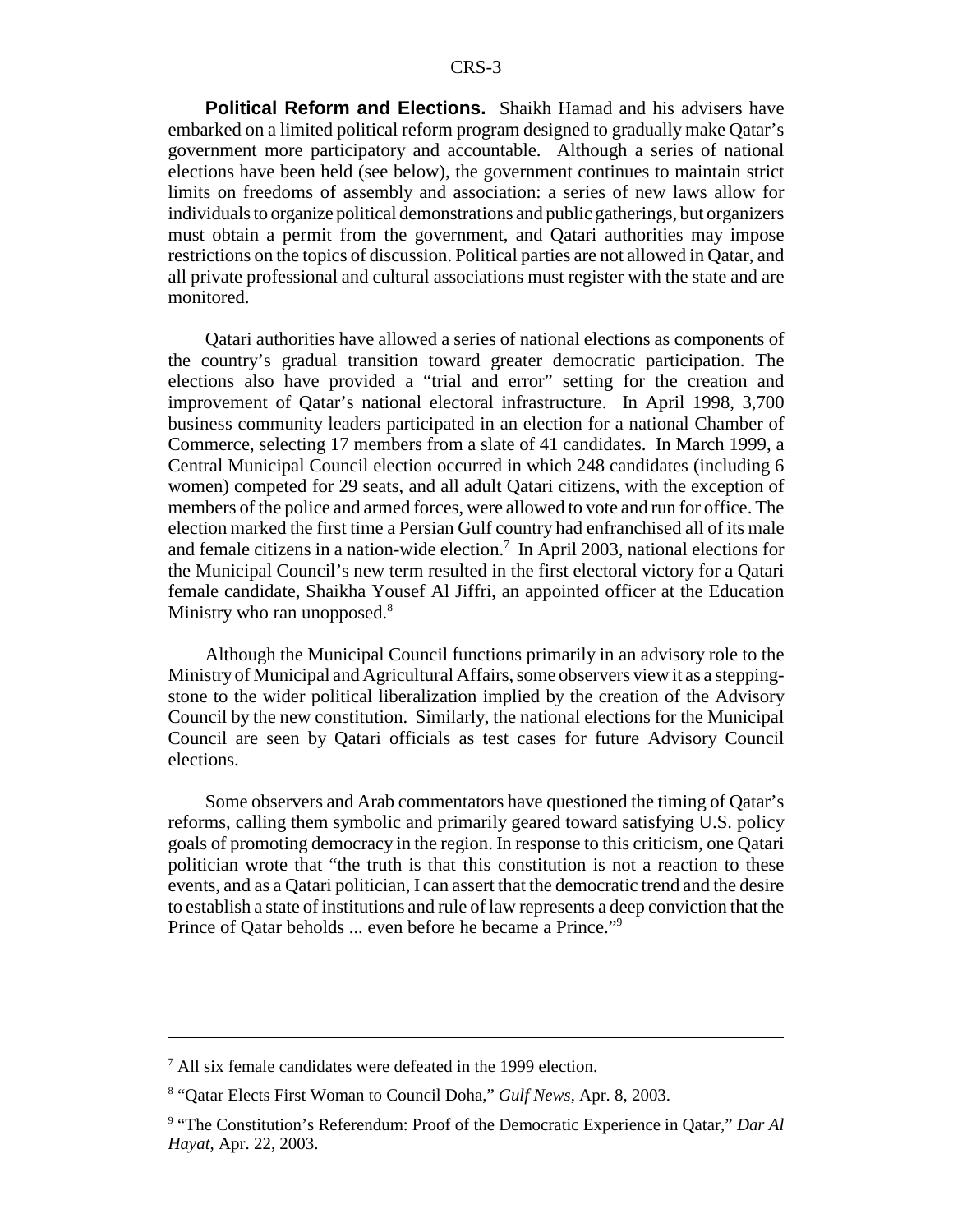**Political Reform and Elections.** Shaikh Hamad and his advisers have embarked on a limited political reform program designed to gradually make Qatar's government more participatory and accountable. Although a series of national elections have been held (see below), the government continues to maintain strict limits on freedoms of assembly and association: a series of new laws allow for individuals to organize political demonstrations and public gatherings, but organizers must obtain a permit from the government, and Qatari authorities may impose restrictions on the topics of discussion. Political parties are not allowed in Qatar, and all private professional and cultural associations must register with the state and are monitored.

Qatari authorities have allowed a series of national elections as components of the country's gradual transition toward greater democratic participation. The elections also have provided a "trial and error" setting for the creation and improvement of Qatar's national electoral infrastructure. In April 1998, 3,700 business community leaders participated in an election for a national Chamber of Commerce, selecting 17 members from a slate of 41 candidates. In March 1999, a Central Municipal Council election occurred in which 248 candidates (including 6 women) competed for 29 seats, and all adult Qatari citizens, with the exception of members of the police and armed forces, were allowed to vote and run for office. The election marked the first time a Persian Gulf country had enfranchised all of its male and female citizens in a nation-wide election.[7] In April 2003, national elections for the Municipal Council's new term resulted in the first electoral victory for a Qatari female candidate, Shaikha Yousef Al Jiffri, an appointed officer at the Education Ministry who ran unopposed.[8]

Although the Municipal Council functions primarily in an advisory role to the Ministry of Municipal and Agricultural Affairs, some observers view it as a stepping-stone to the wider political liberalization implied by the creation of the Advisory Council by the new constitution. Similarly, the national elections for the Municipal Council are seen by Qatari officials as test cases for future Advisory Council elections.

Some observers and Arab commentators have questioned the timing of Qatar's reforms, calling them symbolic and primarily geared toward satisfying U.S. policy goals of promoting democracy in the region. In response to this criticism, one Qatari politician wrote that "the truth is that this constitution is not a reaction to these events, and as a Qatari politician, I can assert that the democratic trend and the desire to establish a state of institutions and rule of law represents a deep conviction that the Prince of Qatar beholds ... even before he became a Prince."[9]

---

[7] All six female candidates were defeated in the 1999 election.

[8] "Qatar Elects First Woman to Council Doha," *Gulf News*, Apr. 8, 2003.

[9] "The Constitution's Referendum: Proof of the Democratic Experience in Qatar," *Dar Al Hayat*, Apr. 22, 2003.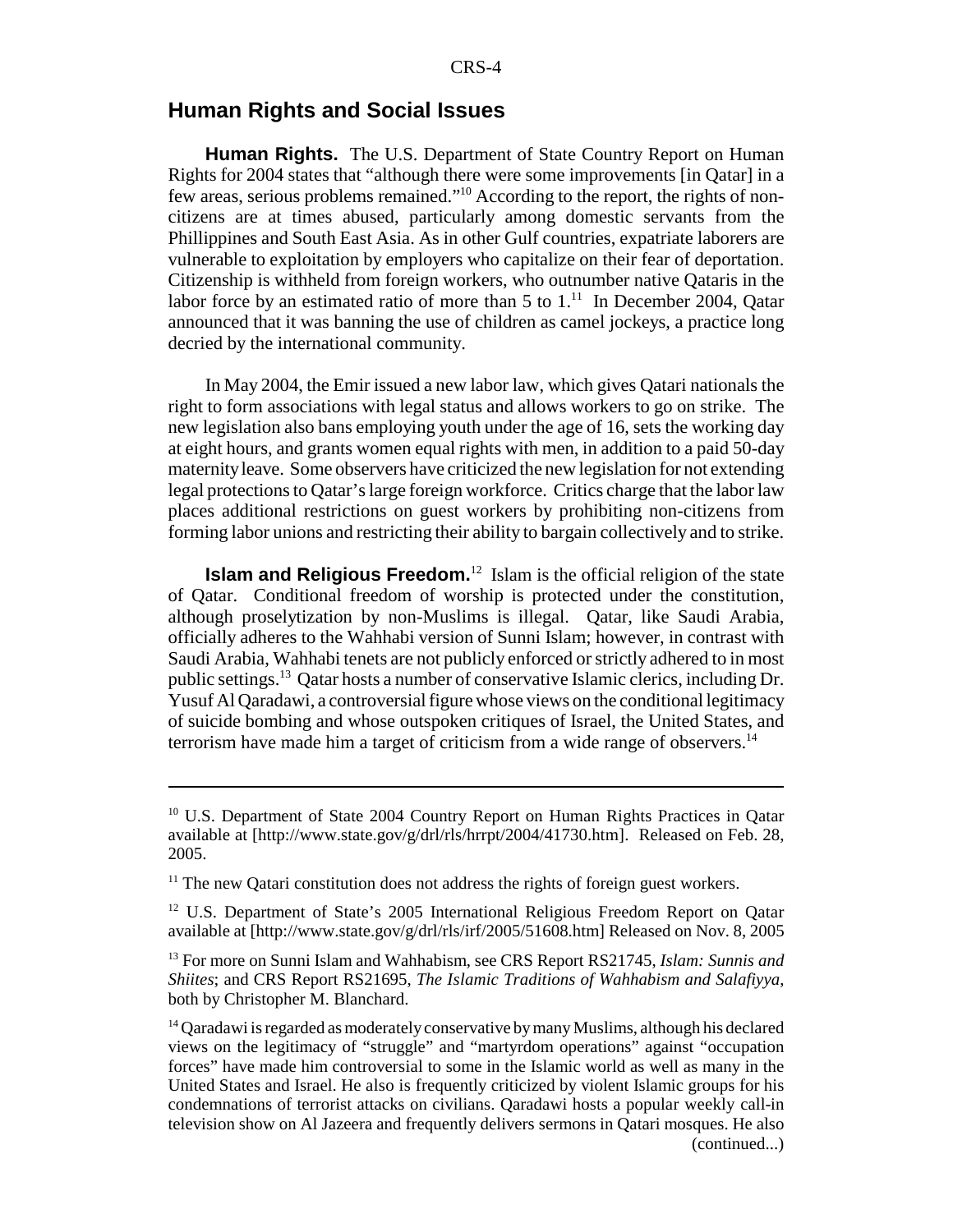## Human Rights and Social Issues

**Human Rights.** The U.S. Department of State Country Report on Human Rights for 2004 states that "although there were some improvements [in Qatar] in a few areas, serious problems remained."[10] According to the report, the rights of non-citizens are at times abused, particularly among domestic servants from the Phillippines and South East Asia. As in other Gulf countries, expatriate laborers are vulnerable to exploitation by employers who capitalize on their fear of deportation. Citizenship is withheld from foreign workers, who outnumber native Qataris in the labor force by an estimated ratio of more than 5 to 1.[11] In December 2004, Qatar announced that it was banning the use of children as camel jockeys, a practice long decried by the international community.

In May 2004, the Emir issued a new labor law, which gives Qatari nationals the right to form associations with legal status and allows workers to go on strike. The new legislation also bans employing youth under the age of 16, sets the working day at eight hours, and grants women equal rights with men, in addition to a paid 50-day maternity leave. Some observers have criticized the new legislation for not extending legal protections to Qatar's large foreign workforce. Critics charge that the labor law places additional restrictions on guest workers by prohibiting non-citizens from forming labor unions and restricting their ability to bargain collectively and to strike.

**Islam and Religious Freedom.**[12] Islam is the official religion of the state of Qatar. Conditional freedom of worship is protected under the constitution, although proselytization by non-Muslims is illegal. Qatar, like Saudi Arabia, officially adheres to the Wahhabi version of Sunni Islam; however, in contrast with Saudi Arabia, Wahhabi tenets are not publicly enforced or strictly adhered to in most public settings.[13] Qatar hosts a number of conservative Islamic clerics, including Dr. Yusuf Al Qaradawi, a controversial figure whose views on the conditional legitimacy of suicide bombing and whose outspoken critiques of Israel, the United States, and terrorism have made him a target of criticism from a wide range of observers.[14]

---

[10] U.S. Department of State 2004 Country Report on Human Rights Practices in Qatar available at [http://www.state.gov/g/drl/rls/hrrpt/2004/41730.htm]. Released on Feb. 28, 2005.

[11] The new Qatari constitution does not address the rights of foreign guest workers.

[12] U.S. Department of State's 2005 International Religious Freedom Report on Qatar available at [http://www.state.gov/g/drl/rls/irf/2005/51608.htm] Released on Nov. 8, 2005

[13] For more on Sunni Islam and Wahhabism, see CRS Report RS21745, *Islam: Sunnis and Shiites*; and CRS Report RS21695, *The Islamic Traditions of Wahhabism and Salafiyya*, both by Christopher M. Blanchard.

[14] Qaradawi is regarded as moderately conservative by many Muslims, although his declared views on the legitimacy of "struggle" and "martyrdom operations" against "occupation forces" have made him controversial to some in the Islamic world as well as many in the United States and Israel. He also is frequently criticized by violent Islamic groups for his condemnations of terrorist attacks on civilians. Qaradawi hosts a popular weekly call-in television show on Al Jazeera and frequently delivers sermons in Qatari mosques. He also (continued...)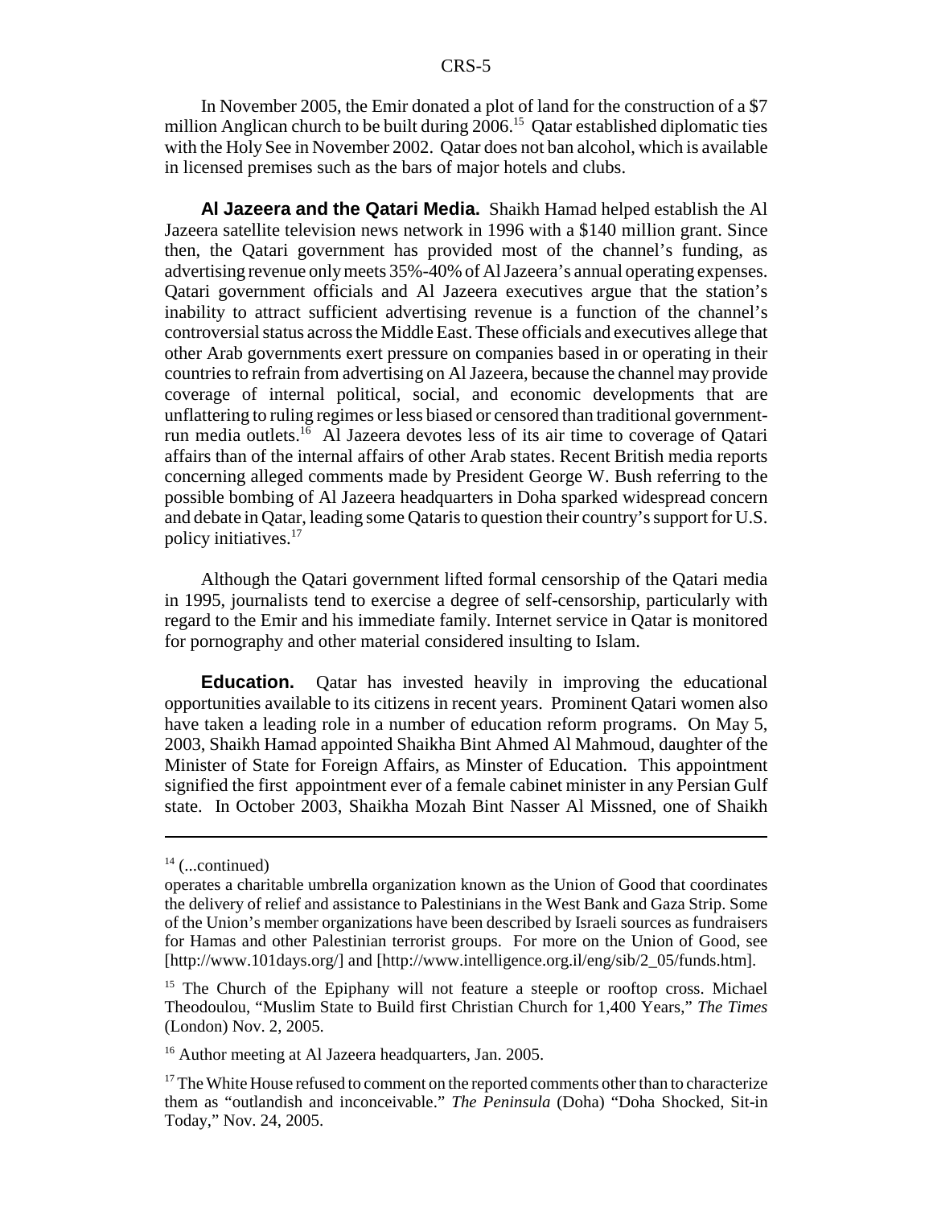In November 2005, the Emir donated a plot of land for the construction of a $7 million Anglican church to be built during 2006.[15] Qatar established diplomatic ties with the Holy See in November 2002. Qatar does not ban alcohol, which is available in licensed premises such as the bars of major hotels and clubs.

**Al Jazeera and the Qatari Media.** Shaikh Hamad helped establish the Al Jazeera satellite television news network in 1996 with a $140 million grant. Since then, the Qatari government has provided most of the channel's funding, as advertising revenue only meets 35%-40% of Al Jazeera's annual operating expenses. Qatari government officials and Al Jazeera executives argue that the station's inability to attract sufficient advertising revenue is a function of the channel's controversial status across the Middle East. These officials and executives allege that other Arab governments exert pressure on companies based in or operating in their countries to refrain from advertising on Al Jazeera, because the channel may provide coverage of internal political, social, and economic developments that are unflattering to ruling regimes or less biased or censored than traditional government-run media outlets.[16] Al Jazeera devotes less of its air time to coverage of Qatari affairs than of the internal affairs of other Arab states. Recent British media reports concerning alleged comments made by President George W. Bush referring to the possible bombing of Al Jazeera headquarters in Doha sparked widespread concern and debate in Qatar, leading some Qataris to question their country's support for U.S. policy initiatives.[17]

Although the Qatari government lifted formal censorship of the Qatari media in 1995, journalists tend to exercise a degree of self-censorship, particularly with regard to the Emir and his immediate family. Internet service in Qatar is monitored for pornography and other material considered insulting to Islam.

**Education.** Qatar has invested heavily in improving the educational opportunities available to its citizens in recent years. Prominent Qatari women also have taken a leading role in a number of education reform programs. On May 5, 2003, Shaikh Hamad appointed Shaikha Bint Ahmed Al Mahmoud, daughter of the Minister of State for Foreign Affairs, as Minster of Education. This appointment signified the first appointment ever of a female cabinet minister in any Persian Gulf state. In October 2003, Shaikha Mozah Bint Nasser Al Missned, one of Shaikh

---

[14] (...continued)
operates a charitable umbrella organization known as the Union of Good that coordinates the delivery of relief and assistance to Palestinians in the West Bank and Gaza Strip. Some of the Union's member organizations have been described by Israeli sources as fundraisers for Hamas and other Palestinian terrorist groups. For more on the Union of Good, see [http://www.101days.org/] and [http://www.intelligence.org.il/eng/sib/2_05/funds.htm].

[15] The Church of the Epiphany will not feature a steeple or rooftop cross. Michael Theodoulou, "Muslim State to Build first Christian Church for 1,400 Years," *The Times* (London) Nov. 2, 2005.

[16] Author meeting at Al Jazeera headquarters, Jan. 2005.

[17] The White House refused to comment on the reported comments other than to characterize them as "outlandish and inconceivable." *The Peninsula* (Doha) "Doha Shocked, Sit-in Today," Nov. 24, 2005.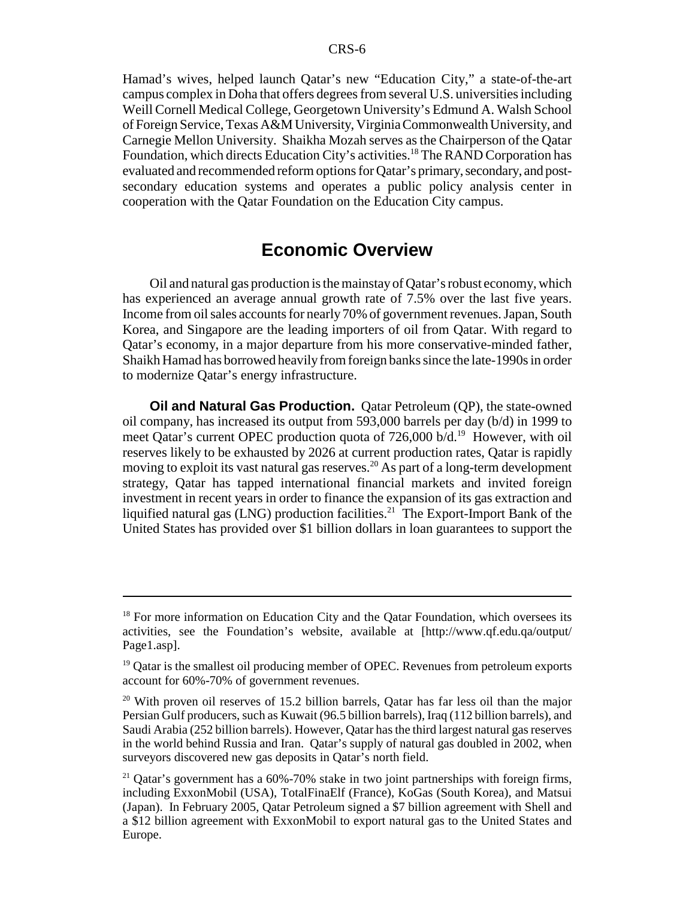Hamad's wives, helped launch Qatar's new "Education City," a state-of-the-art campus complex in Doha that offers degrees from several U.S. universities including Weill Cornell Medical College, Georgetown University's Edmund A. Walsh School of Foreign Service, Texas A&M University, Virginia Commonwealth University, and Carnegie Mellon University. Shaikha Mozah serves as the Chairperson of the Qatar Foundation, which directs Education City's activities.[18] The RAND Corporation has evaluated and recommended reform options for Qatar's primary, secondary, and post-secondary education systems and operates a public policy analysis center in cooperation with the Qatar Foundation on the Education City campus.

## Economic Overview

Oil and natural gas production is the mainstay of Qatar's robust economy, which has experienced an average annual growth rate of 7.5% over the last five years. Income from oil sales accounts for nearly 70% of government revenues. Japan, South Korea, and Singapore are the leading importers of oil from Qatar. With regard to Qatar's economy, in a major departure from his more conservative-minded father, Shaikh Hamad has borrowed heavily from foreign banks since the late-1990s in order to modernize Qatar's energy infrastructure.

**Oil and Natural Gas Production.** Qatar Petroleum (QP), the state-owned oil company, has increased its output from 593,000 barrels per day (b/d) in 1999 to meet Qatar's current OPEC production quota of 726,000 b/d.[19] However, with oil reserves likely to be exhausted by 2026 at current production rates, Qatar is rapidly moving to exploit its vast natural gas reserves.[20] As part of a long-term development strategy, Qatar has tapped international financial markets and invited foreign investment in recent years in order to finance the expansion of its gas extraction and liquified natural gas (LNG) production facilities.[21] The Export-Import Bank of the United States has provided over $1 billion dollars in loan guarantees to support the

---

[18] For more information on Education City and the Qatar Foundation, which oversees its activities, see the Foundation's website, available at [http://www.qf.edu.qa/output/Page1.asp].

[19] Qatar is the smallest oil producing member of OPEC. Revenues from petroleum exports account for 60%-70% of government revenues.

[20] With proven oil reserves of 15.2 billion barrels, Qatar has far less oil than the major Persian Gulf producers, such as Kuwait (96.5 billion barrels), Iraq (112 billion barrels), and Saudi Arabia (252 billion barrels). However, Qatar has the third largest natural gas reserves in the world behind Russia and Iran. Qatar's supply of natural gas doubled in 2002, when surveyors discovered new gas deposits in Qatar's north field.

[21] Qatar's government has a 60%-70% stake in two joint partnerships with foreign firms, including ExxonMobil (USA), TotalFinaElf (France), KoGas (South Korea), and Matsui (Japan). In February 2005, Qatar Petroleum signed a $7 billion agreement with Shell and a $12 billion agreement with ExxonMobil to export natural gas to the United States and Europe.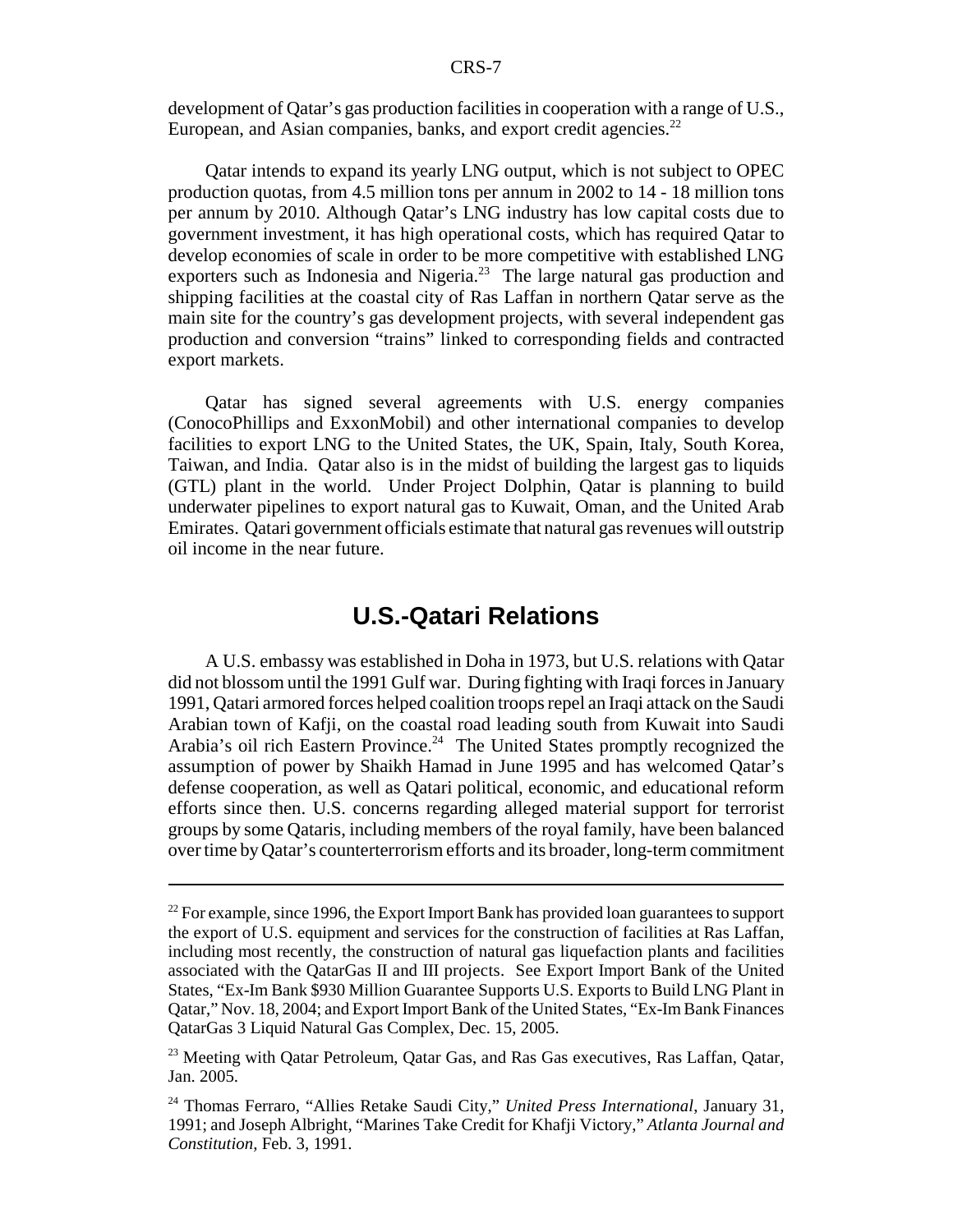development of Qatar's gas production facilities in cooperation with a range of U.S., European, and Asian companies, banks, and export credit agencies.[22]

Qatar intends to expand its yearly LNG output, which is not subject to OPEC production quotas, from 4.5 million tons per annum in 2002 to 14 - 18 million tons per annum by 2010. Although Qatar's LNG industry has low capital costs due to government investment, it has high operational costs, which has required Qatar to develop economies of scale in order to be more competitive with established LNG exporters such as Indonesia and Nigeria.[23] The large natural gas production and shipping facilities at the coastal city of Ras Laffan in northern Qatar serve as the main site for the country's gas development projects, with several independent gas production and conversion "trains" linked to corresponding fields and contracted export markets.

Qatar has signed several agreements with U.S. energy companies (ConocoPhillips and ExxonMobil) and other international companies to develop facilities to export LNG to the United States, the UK, Spain, Italy, South Korea, Taiwan, and India. Qatar also is in the midst of building the largest gas to liquids (GTL) plant in the world. Under Project Dolphin, Qatar is planning to build underwater pipelines to export natural gas to Kuwait, Oman, and the United Arab Emirates. Qatari government officials estimate that natural gas revenues will outstrip oil income in the near future.

## U.S.-Qatari Relations

A U.S. embassy was established in Doha in 1973, but U.S. relations with Qatar did not blossom until the 1991 Gulf war. During fighting with Iraqi forces in January 1991, Qatari armored forces helped coalition troops repel an Iraqi attack on the Saudi Arabian town of Kafji, on the coastal road leading south from Kuwait into Saudi Arabia's oil rich Eastern Province.[24] The United States promptly recognized the assumption of power by Shaikh Hamad in June 1995 and has welcomed Qatar's defense cooperation, as well as Qatari political, economic, and educational reform efforts since then. U.S. concerns regarding alleged material support for terrorist groups by some Qataris, including members of the royal family, have been balanced over time by Qatar's counterterrorism efforts and its broader, long-term commitment

---

[22] For example, since 1996, the Export Import Bank has provided loan guarantees to support the export of U.S. equipment and services for the construction of facilities at Ras Laffan, including most recently, the construction of natural gas liquefaction plants and facilities associated with the QatarGas II and III projects. See Export Import Bank of the United States, "Ex-Im Bank $930 Million Guarantee Supports U.S. Exports to Build LNG Plant in Qatar," Nov. 18, 2004; and Export Import Bank of the United States, "Ex-Im Bank Finances QatarGas 3 Liquid Natural Gas Complex, Dec. 15, 2005.

[23] Meeting with Qatar Petroleum, Qatar Gas, and Ras Gas executives, Ras Laffan, Qatar, Jan. 2005.

[24] Thomas Ferraro, "Allies Retake Saudi City," *United Press International*, January 31, 1991; and Joseph Albright, "Marines Take Credit for Khafji Victory," *Atlanta Journal and Constitution*, Feb. 3, 1991.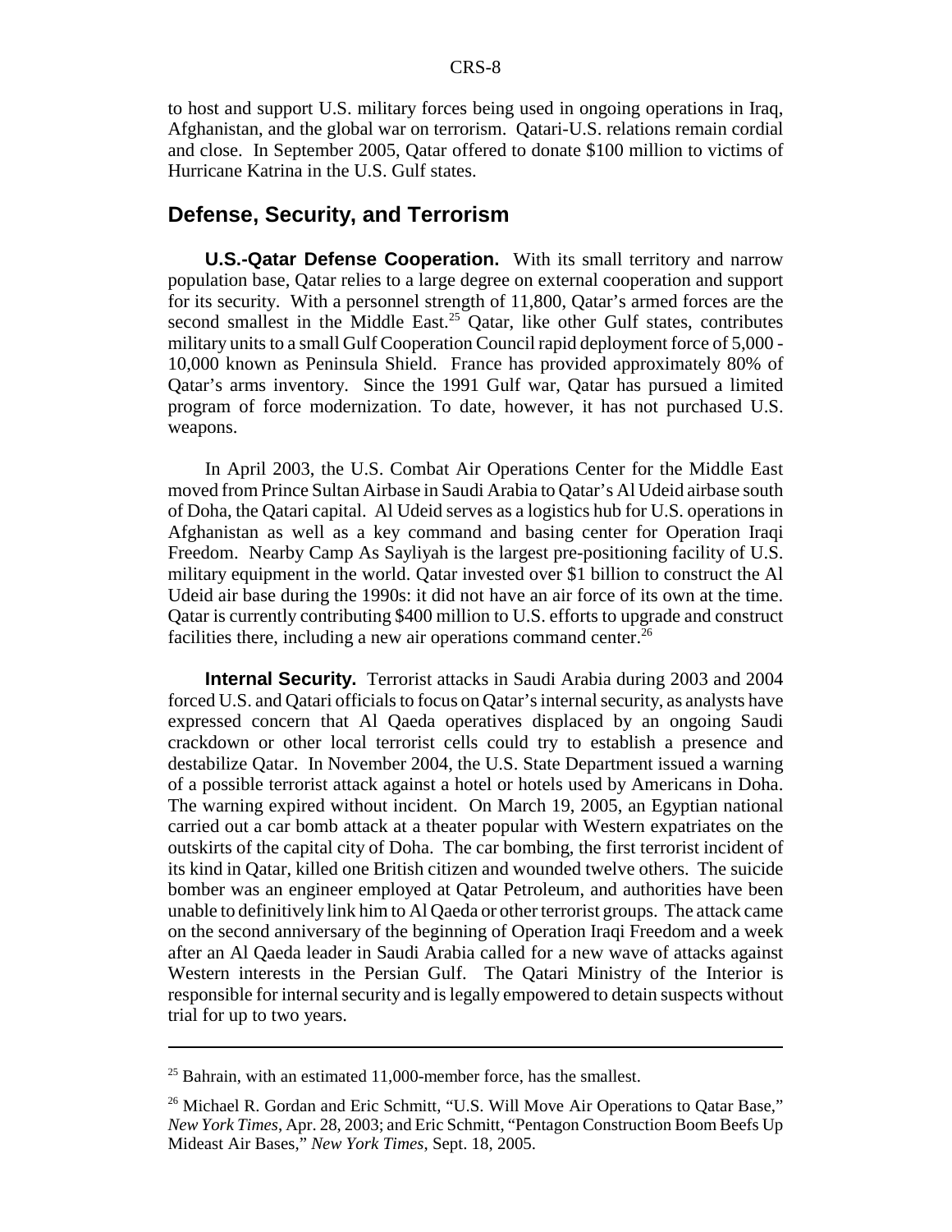to host and support U.S. military forces being used in ongoing operations in Iraq, Afghanistan, and the global war on terrorism. Qatari-U.S. relations remain cordial and close. In September 2005, Qatar offered to donate $100 million to victims of Hurricane Katrina in the U.S. Gulf states.

## Defense, Security, and Terrorism

**U.S.-Qatar Defense Cooperation.** With its small territory and narrow population base, Qatar relies to a large degree on external cooperation and support for its security. With a personnel strength of 11,800, Qatar's armed forces are the second smallest in the Middle East.[25] Qatar, like other Gulf states, contributes military units to a small Gulf Cooperation Council rapid deployment force of 5,000 - 10,000 known as Peninsula Shield. France has provided approximately 80% of Qatar's arms inventory. Since the 1991 Gulf war, Qatar has pursued a limited program of force modernization. To date, however, it has not purchased U.S. weapons.

In April 2003, the U.S. Combat Air Operations Center for the Middle East moved from Prince Sultan Airbase in Saudi Arabia to Qatar's Al Udeid airbase south of Doha, the Qatari capital. Al Udeid serves as a logistics hub for U.S. operations in Afghanistan as well as a key command and basing center for Operation Iraqi Freedom. Nearby Camp As Sayliyah is the largest pre-positioning facility of U.S. military equipment in the world. Qatar invested over $1 billion to construct the Al Udeid air base during the 1990s: it did not have an air force of its own at the time. Qatar is currently contributing $400 million to U.S. efforts to upgrade and construct facilities there, including a new air operations command center.[26]

**Internal Security.** Terrorist attacks in Saudi Arabia during 2003 and 2004 forced U.S. and Qatari officials to focus on Qatar's internal security, as analysts have expressed concern that Al Qaeda operatives displaced by an ongoing Saudi crackdown or other local terrorist cells could try to establish a presence and destabilize Qatar. In November 2004, the U.S. State Department issued a warning of a possible terrorist attack against a hotel or hotels used by Americans in Doha. The warning expired without incident. On March 19, 2005, an Egyptian national carried out a car bomb attack at a theater popular with Western expatriates on the outskirts of the capital city of Doha. The car bombing, the first terrorist incident of its kind in Qatar, killed one British citizen and wounded twelve others. The suicide bomber was an engineer employed at Qatar Petroleum, and authorities have been unable to definitively link him to Al Qaeda or other terrorist groups. The attack came on the second anniversary of the beginning of Operation Iraqi Freedom and a week after an Al Qaeda leader in Saudi Arabia called for a new wave of attacks against Western interests in the Persian Gulf. The Qatari Ministry of the Interior is responsible for internal security and is legally empowered to detain suspects without trial for up to two years.

---

[25] Bahrain, with an estimated 11,000-member force, has the smallest.

[26] Michael R. Gordan and Eric Schmitt, "U.S. Will Move Air Operations to Qatar Base," *New York Times*, Apr. 28, 2003; and Eric Schmitt, "Pentagon Construction Boom Beefs Up Mideast Air Bases," *New York Times*, Sept. 18, 2005.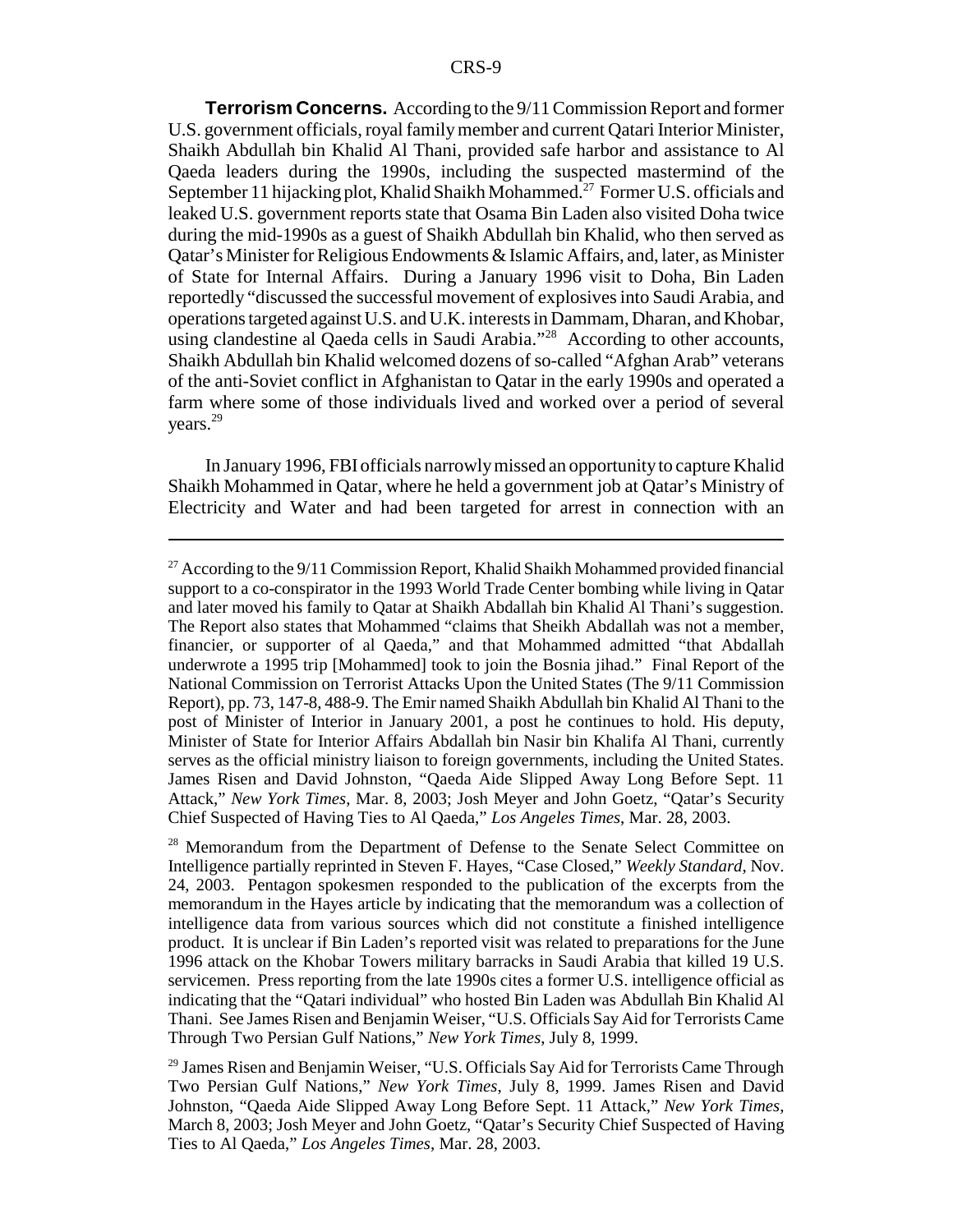**Terrorism Concerns.** According to the 9/11 Commission Report and former U.S. government officials, royal family member and current Qatari Interior Minister, Shaikh Abdullah bin Khalid Al Thani, provided safe harbor and assistance to Al Qaeda leaders during the 1990s, including the suspected mastermind of the September 11 hijacking plot, Khalid Shaikh Mohammed.[27] Former U.S. officials and leaked U.S. government reports state that Osama Bin Laden also visited Doha twice during the mid-1990s as a guest of Shaikh Abdullah bin Khalid, who then served as Qatar's Minister for Religious Endowments & Islamic Affairs, and, later, as Minister of State for Internal Affairs. During a January 1996 visit to Doha, Bin Laden reportedly "discussed the successful movement of explosives into Saudi Arabia, and operations targeted against U.S. and U.K. interests in Dammam, Dharan, and Khobar, using clandestine al Qaeda cells in Saudi Arabia."[28] According to other accounts, Shaikh Abdullah bin Khalid welcomed dozens of so-called "Afghan Arab" veterans of the anti-Soviet conflict in Afghanistan to Qatar in the early 1990s and operated a farm where some of those individuals lived and worked over a period of several years.[29]

In January 1996, FBI officials narrowly missed an opportunity to capture Khalid Shaikh Mohammed in Qatar, where he held a government job at Qatar's Ministry of Electricity and Water and had been targeted for arrest in connection with an

---

[27] According to the 9/11 Commission Report, Khalid Shaikh Mohammed provided financial support to a co-conspirator in the 1993 World Trade Center bombing while living in Qatar and later moved his family to Qatar at Shaikh Abdallah bin Khalid Al Thani's suggestion. The Report also states that Mohammed "claims that Sheikh Abdallah was not a member, financier, or supporter of al Qaeda," and that Mohammed admitted "that Abdallah underwrote a 1995 trip [Mohammed] took to join the Bosnia jihad." Final Report of the National Commission on Terrorist Attacks Upon the United States (The 9/11 Commission Report), pp. 73, 147-8, 488-9. The Emir named Shaikh Abdullah bin Khalid Al Thani to the post of Minister of Interior in January 2001, a post he continues to hold. His deputy, Minister of State for Interior Affairs Abdallah bin Nasir bin Khalifa Al Thani, currently serves as the official ministry liaison to foreign governments, including the United States. James Risen and David Johnston, "Qaeda Aide Slipped Away Long Before Sept. 11 Attack," *New York Times*, Mar. 8, 2003; Josh Meyer and John Goetz, "Qatar's Security Chief Suspected of Having Ties to Al Qaeda," *Los Angeles Times*, Mar. 28, 2003.

[28] Memorandum from the Department of Defense to the Senate Select Committee on Intelligence partially reprinted in Steven F. Hayes, "Case Closed," *Weekly Standard*, Nov. 24, 2003. Pentagon spokesmen responded to the publication of the excerpts from the memorandum in the Hayes article by indicating that the memorandum was a collection of intelligence data from various sources which did not constitute a finished intelligence product. It is unclear if Bin Laden's reported visit was related to preparations for the June 1996 attack on the Khobar Towers military barracks in Saudi Arabia that killed 19 U.S. servicemen. Press reporting from the late 1990s cites a former U.S. intelligence official as indicating that the "Qatari individual" who hosted Bin Laden was Abdullah Bin Khalid Al Thani. See James Risen and Benjamin Weiser, "U.S. Officials Say Aid for Terrorists Came Through Two Persian Gulf Nations," *New York Times*, July 8, 1999.

[29] James Risen and Benjamin Weiser, "U.S. Officials Say Aid for Terrorists Came Through Two Persian Gulf Nations," *New York Times*, July 8, 1999. James Risen and David Johnston, "Qaeda Aide Slipped Away Long Before Sept. 11 Attack," *New York Times*, March 8, 2003; Josh Meyer and John Goetz, "Qatar's Security Chief Suspected of Having Ties to Al Qaeda," *Los Angeles Times*, Mar. 28, 2003.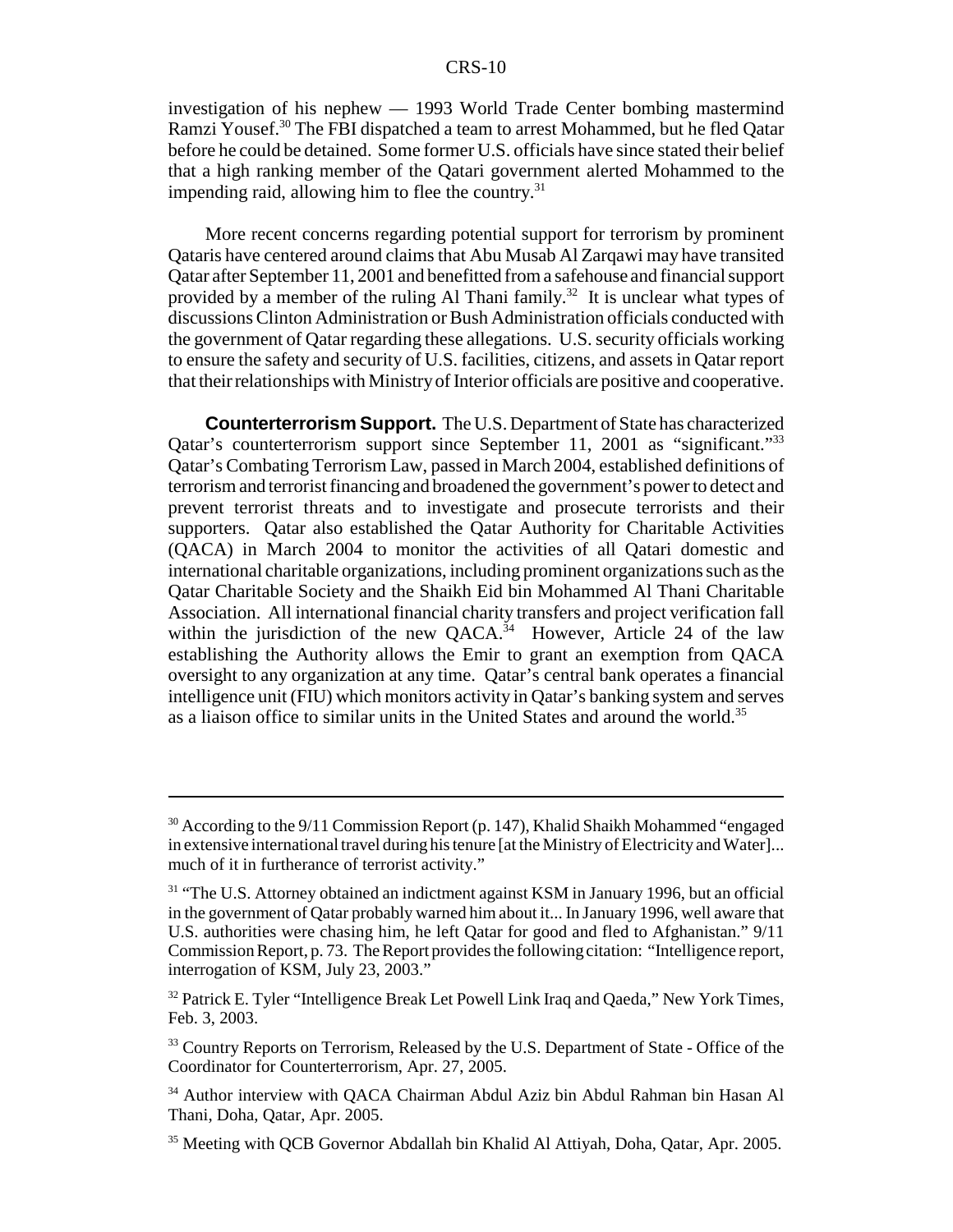investigation of his nephew — 1993 World Trade Center bombing mastermind Ramzi Yousef.[30] The FBI dispatched a team to arrest Mohammed, but he fled Qatar before he could be detained. Some former U.S. officials have since stated their belief that a high ranking member of the Qatari government alerted Mohammed to the impending raid, allowing him to flee the country.[31]

More recent concerns regarding potential support for terrorism by prominent Qataris have centered around claims that Abu Musab Al Zarqawi may have transited Qatar after September 11, 2001 and benefitted from a safehouse and financial support provided by a member of the ruling Al Thani family.[32] It is unclear what types of discussions Clinton Administration or Bush Administration officials conducted with the government of Qatar regarding these allegations. U.S. security officials working to ensure the safety and security of U.S. facilities, citizens, and assets in Qatar report that their relationships with Ministry of Interior officials are positive and cooperative.

**Counterterrorism Support.** The U.S. Department of State has characterized Qatar's counterterrorism support since September 11, 2001 as "significant."[33] Qatar's Combating Terrorism Law, passed in March 2004, established definitions of terrorism and terrorist financing and broadened the government's power to detect and prevent terrorist threats and to investigate and prosecute terrorists and their supporters. Qatar also established the Qatar Authority for Charitable Activities (QACA) in March 2004 to monitor the activities of all Qatari domestic and international charitable organizations, including prominent organizations such as the Qatar Charitable Society and the Shaikh Eid bin Mohammed Al Thani Charitable Association. All international financial charity transfers and project verification fall within the jurisdiction of the new QACA.[34] However, Article 24 of the law establishing the Authority allows the Emir to grant an exemption from QACA oversight to any organization at any time. Qatar's central bank operates a financial intelligence unit (FIU) which monitors activity in Qatar's banking system and serves as a liaison office to similar units in the United States and around the world.[35]

---

[30] According to the 9/11 Commission Report (p. 147), Khalid Shaikh Mohammed "engaged in extensive international travel during his tenure [at the Ministry of Electricity and Water]... much of it in furtherance of terrorist activity."

[31] "The U.S. Attorney obtained an indictment against KSM in January 1996, but an official in the government of Qatar probably warned him about it... In January 1996, well aware that U.S. authorities were chasing him, he left Qatar for good and fled to Afghanistan." 9/11 Commission Report, p. 73. The Report provides the following citation: "Intelligence report, interrogation of KSM, July 23, 2003."

[32] Patrick E. Tyler "Intelligence Break Let Powell Link Iraq and Qaeda," New York Times, Feb. 3, 2003.

[33] Country Reports on Terrorism, Released by the U.S. Department of State - Office of the Coordinator for Counterterrorism, Apr. 27, 2005.

[34] Author interview with QACA Chairman Abdul Aziz bin Abdul Rahman bin Hasan Al Thani, Doha, Qatar, Apr. 2005.

[35] Meeting with QCB Governor Abdallah bin Khalid Al Attiyah, Doha, Qatar, Apr. 2005.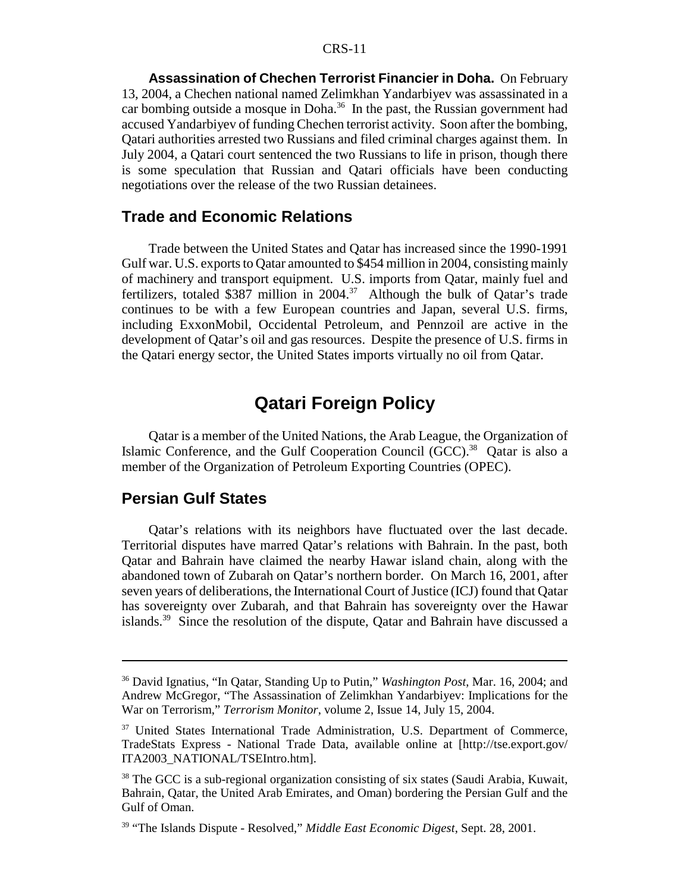**Assassination of Chechen Terrorist Financier in Doha.** On February 13, 2004, a Chechen national named Zelimkhan Yandarbiyev was assassinated in a car bombing outside a mosque in Doha.[36] In the past, the Russian government had accused Yandarbiyev of funding Chechen terrorist activity. Soon after the bombing, Qatari authorities arrested two Russians and filed criminal charges against them. In July 2004, a Qatari court sentenced the two Russians to life in prison, though there is some speculation that Russian and Qatari officials have been conducting negotiations over the release of the two Russian detainees.

## Trade and Economic Relations

Trade between the United States and Qatar has increased since the 1990-1991 Gulf war. U.S. exports to Qatar amounted to $454 million in 2004, consisting mainly of machinery and transport equipment. U.S. imports from Qatar, mainly fuel and fertilizers, totaled $387 million in 2004.[37] Although the bulk of Qatar's trade continues to be with a few European countries and Japan, several U.S. firms, including ExxonMobil, Occidental Petroleum, and Pennzoil are active in the development of Qatar's oil and gas resources. Despite the presence of U.S. firms in the Qatari energy sector, the United States imports virtually no oil from Qatar.

# Qatari Foreign Policy

Qatar is a member of the United Nations, the Arab League, the Organization of Islamic Conference, and the Gulf Cooperation Council (GCC).[38] Qatar is also a member of the Organization of Petroleum Exporting Countries (OPEC).

## Persian Gulf States

Qatar's relations with its neighbors have fluctuated over the last decade. Territorial disputes have marred Qatar's relations with Bahrain. In the past, both Qatar and Bahrain have claimed the nearby Hawar island chain, along with the abandoned town of Zubarah on Qatar's northern border. On March 16, 2001, after seven years of deliberations, the International Court of Justice (ICJ) found that Qatar has sovereignty over Zubarah, and that Bahrain has sovereignty over the Hawar islands.[39] Since the resolution of the dispute, Qatar and Bahrain have discussed a

---

[36] David Ignatius, "In Qatar, Standing Up to Putin," *Washington Post*, Mar. 16, 2004; and Andrew McGregor, "The Assassination of Zelimkhan Yandarbiyev: Implications for the War on Terrorism," *Terrorism Monitor*, volume 2, Issue 14, July 15, 2004.

[37] United States International Trade Administration, U.S. Department of Commerce, TradeStats Express - National Trade Data, available online at [http://tse.export.gov/ITA2003_NATIONAL/TSEIntro.htm].

[38] The GCC is a sub-regional organization consisting of six states (Saudi Arabia, Kuwait, Bahrain, Qatar, the United Arab Emirates, and Oman) bordering the Persian Gulf and the Gulf of Oman.

[39] "The Islands Dispute - Resolved," *Middle East Economic Digest*, Sept. 28, 2001.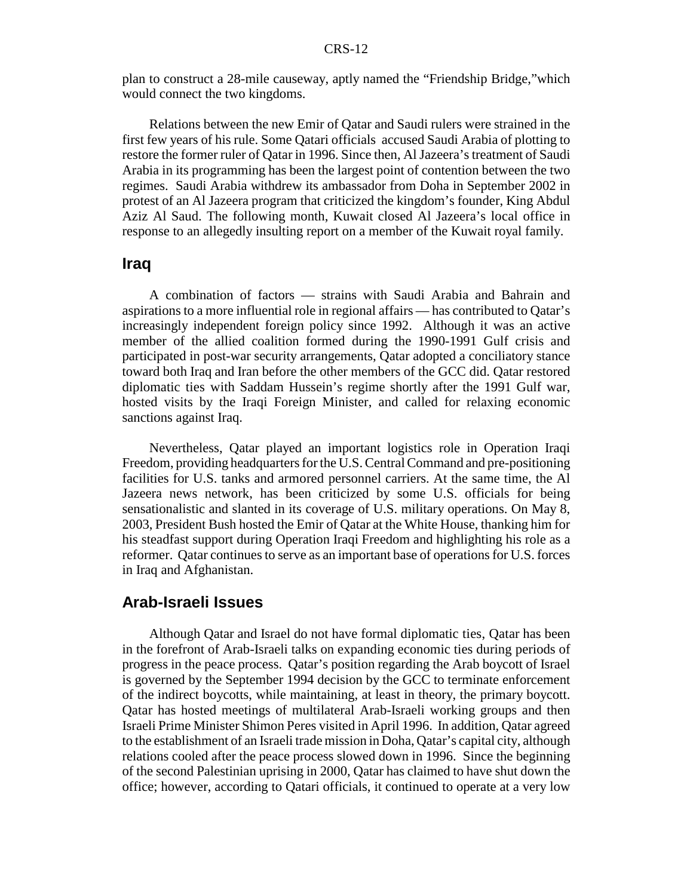plan to construct a 28-mile causeway, aptly named the "Friendship Bridge,"which would connect the two kingdoms.

Relations between the new Emir of Qatar and Saudi rulers were strained in the first few years of his rule. Some Qatari officials accused Saudi Arabia of plotting to restore the former ruler of Qatar in 1996. Since then, Al Jazeera's treatment of Saudi Arabia in its programming has been the largest point of contention between the two regimes. Saudi Arabia withdrew its ambassador from Doha in September 2002 in protest of an Al Jazeera program that criticized the kingdom's founder, King Abdul Aziz Al Saud. The following month, Kuwait closed Al Jazeera's local office in response to an allegedly insulting report on a member of the Kuwait royal family.

## Iraq

A combination of factors — strains with Saudi Arabia and Bahrain and aspirations to a more influential role in regional affairs — has contributed to Qatar's increasingly independent foreign policy since 1992. Although it was an active member of the allied coalition formed during the 1990-1991 Gulf crisis and participated in post-war security arrangements, Qatar adopted a conciliatory stance toward both Iraq and Iran before the other members of the GCC did. Qatar restored diplomatic ties with Saddam Hussein's regime shortly after the 1991 Gulf war, hosted visits by the Iraqi Foreign Minister, and called for relaxing economic sanctions against Iraq.

Nevertheless, Qatar played an important logistics role in Operation Iraqi Freedom, providing headquarters for the U.S. Central Command and pre-positioning facilities for U.S. tanks and armored personnel carriers. At the same time, the Al Jazeera news network, has been criticized by some U.S. officials for being sensationalistic and slanted in its coverage of U.S. military operations. On May 8, 2003, President Bush hosted the Emir of Qatar at the White House, thanking him for his steadfast support during Operation Iraqi Freedom and highlighting his role as a reformer. Qatar continues to serve as an important base of operations for U.S. forces in Iraq and Afghanistan.

## Arab-Israeli Issues

Although Qatar and Israel do not have formal diplomatic ties, Qatar has been in the forefront of Arab-Israeli talks on expanding economic ties during periods of progress in the peace process. Qatar's position regarding the Arab boycott of Israel is governed by the September 1994 decision by the GCC to terminate enforcement of the indirect boycotts, while maintaining, at least in theory, the primary boycott. Qatar has hosted meetings of multilateral Arab-Israeli working groups and then Israeli Prime Minister Shimon Peres visited in April 1996. In addition, Qatar agreed to the establishment of an Israeli trade mission in Doha, Qatar's capital city, although relations cooled after the peace process slowed down in 1996. Since the beginning of the second Palestinian uprising in 2000, Qatar has claimed to have shut down the office; however, according to Qatari officials, it continued to operate at a very low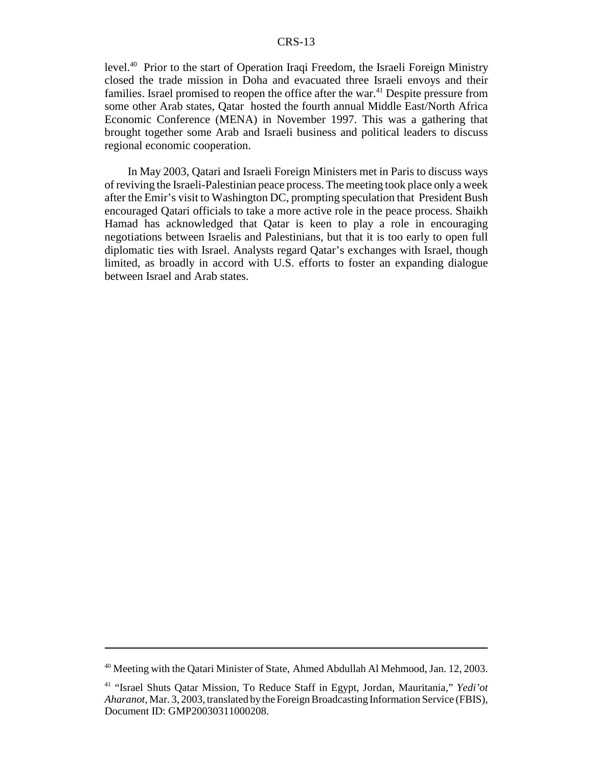level.[40] Prior to the start of Operation Iraqi Freedom, the Israeli Foreign Ministry closed the trade mission in Doha and evacuated three Israeli envoys and their families. Israel promised to reopen the office after the war.[41] Despite pressure from some other Arab states, Qatar hosted the fourth annual Middle East/North Africa Economic Conference (MENA) in November 1997. This was a gathering that brought together some Arab and Israeli business and political leaders to discuss regional economic cooperation.

In May 2003, Qatari and Israeli Foreign Ministers met in Paris to discuss ways of reviving the Israeli-Palestinian peace process. The meeting took place only a week after the Emir's visit to Washington DC, prompting speculation that President Bush encouraged Qatari officials to take a more active role in the peace process. Shaikh Hamad has acknowledged that Qatar is keen to play a role in encouraging negotiations between Israelis and Palestinians, but that it is too early to open full diplomatic ties with Israel. Analysts regard Qatar's exchanges with Israel, though limited, as broadly in accord with U.S. efforts to foster an expanding dialogue between Israel and Arab states.

---

[40] Meeting with the Qatari Minister of State, Ahmed Abdullah Al Mehmood, Jan. 12, 2003.

[41] "Israel Shuts Qatar Mission, To Reduce Staff in Egypt, Jordan, Mauritania," *Yedi'ot Aharanot*, Mar. 3, 2003, translated by the Foreign Broadcasting Information Service (FBIS), Document ID: GMP20030311000208.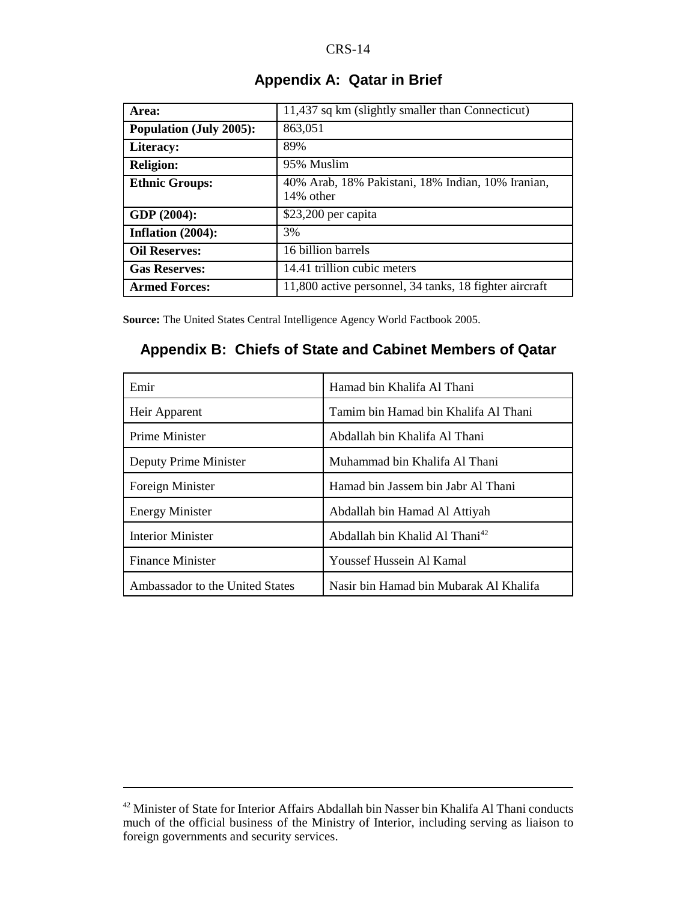## Appendix A: Qatar in Brief

| | |
|---|---|
| **Area:** | 11,437 sq km (slightly smaller than Connecticut) |
| **Population (July 2005):** | 863,051 |
| **Literacy:** | 89% |
| **Religion:** | 95% Muslim |
| **Ethnic Groups:** | 40% Arab, 18% Pakistani, 18% Indian, 10% Iranian, 14% other |
| **GDP (2004):** | $23,200 per capita |
| **Inflation (2004):** | 3% |
| **Oil Reserves:** | 16 billion barrels |
| **Gas Reserves:** | 14.41 trillion cubic meters |
| **Armed Forces:** | 11,800 active personnel, 34 tanks, 18 fighter aircraft |

**Source:** The United States Central Intelligence Agency World Factbook 2005.

## Appendix B: Chiefs of State and Cabinet Members of Qatar

| | |
|---|---|
| Emir | Hamad bin Khalifa Al Thani |
| Heir Apparent | Tamim bin Hamad bin Khalifa Al Thani |
| Prime Minister | Abdallah bin Khalifa Al Thani |
| Deputy Prime Minister | Muhammad bin Khalifa Al Thani |
| Foreign Minister | Hamad bin Jassem bin Jabr Al Thani |
| Energy Minister | Abdallah bin Hamad Al Attiyah |
| Interior Minister | Abdallah bin Khalid Al Thani[42] |
| Finance Minister | Youssef Hussein Al Kamal |
| Ambassador to the United States | Nasir bin Hamad bin Mubarak Al Khalifa |

[42] Minister of State for Interior Affairs Abdallah bin Nasser bin Khalifa Al Thani conducts much of the official business of the Ministry of Interior, including serving as liaison to foreign governments and security services.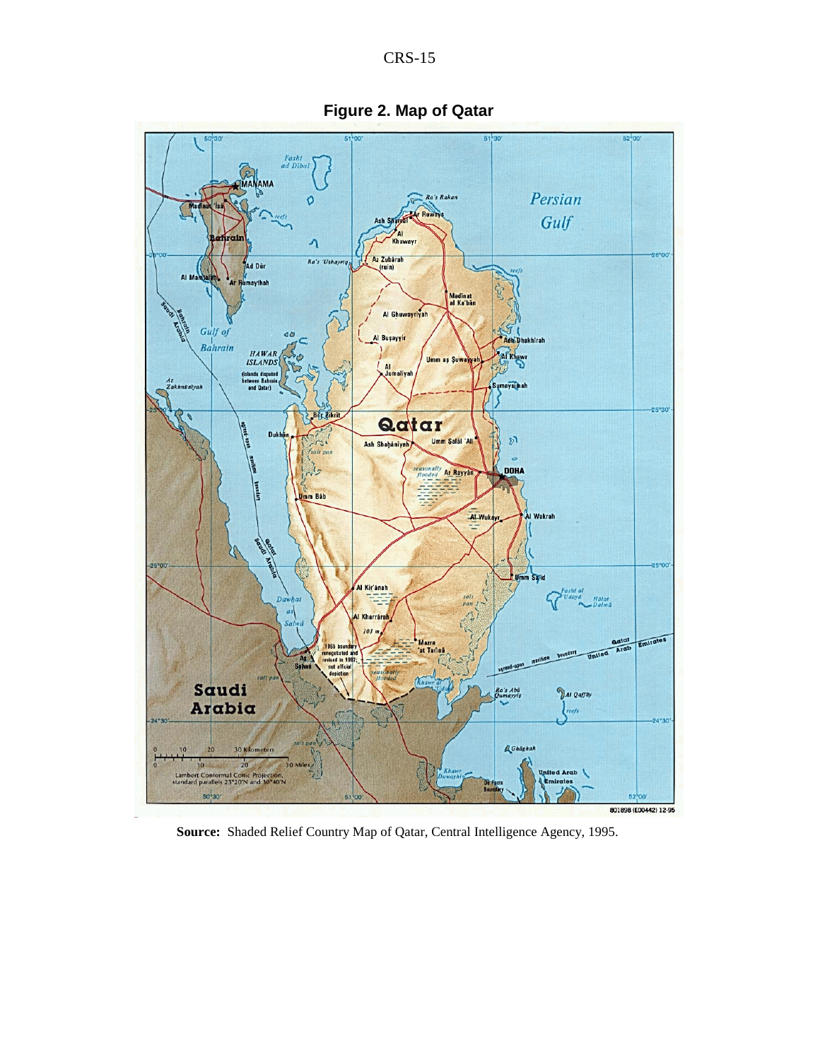**Figure 2. Map of Qatar**

**Source:** Shaded Relief Country Map of Qatar, Central Intelligence Agency, 1995.